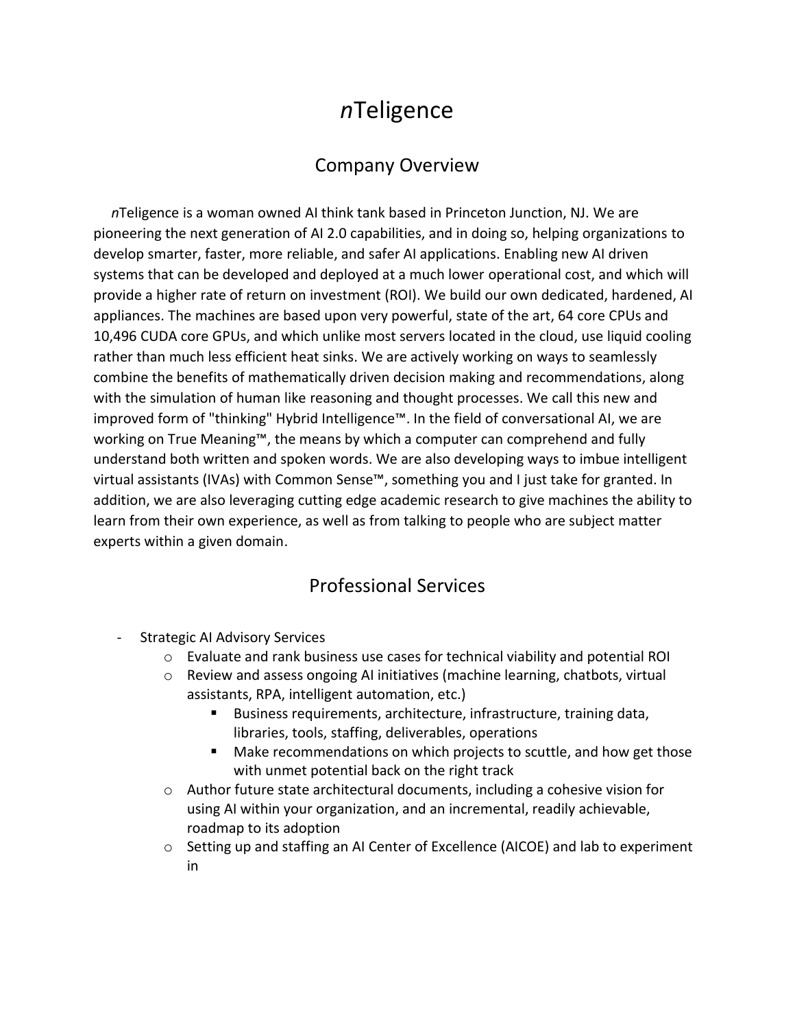# *n*Teligence

## Company Overview

*n*Teligence is a woman owned AI think tank based in Princeton Junction, NJ. We are pioneering the next generation of AI 2.0 capabilities, and in doing so, helping organizations to develop smarter, faster, more reliable, and safer AI applications. Enabling new AI driven systems that can be developed and deployed at a much lower operational cost, and which will provide a higher rate of return on investment (ROI). We build our own dedicated, hardened, AI appliances. The machines are based upon very powerful, state of the art, 64 core CPUs and 10,496 CUDA core GPUs, and which unlike most servers located in the cloud, use liquid cooling rather than much less efficient heat sinks. We are actively working on ways to seamlessly combine the benefits of mathematically driven decision making and recommendations, along with the simulation of human like reasoning and thought processes. We call this new and improved form of "thinking" Hybrid Intelligence™. In the field of conversational AI, we are working on True Meaning™, the means by which a computer can comprehend and fully understand both written and spoken words. We are also developing ways to imbue intelligent virtual assistants (IVAs) with Common Sense™, something you and I just take for granted. In addition, we are also leveraging cutting edge academic research to give machines the ability to learn from their own experience, as well as from talking to people who are subject matter experts within a given domain.

## Professional Services

- Strategic AI Advisory Services
  - Evaluate and rank business use cases for technical viability and potential ROI
  - Review and assess ongoing AI initiatives (machine learning, chatbots, virtual assistants, RPA, intelligent automation, etc.)
    - Business requirements, architecture, infrastructure, training data, libraries, tools, staffing, deliverables, operations
    - Make recommendations on which projects to scuttle, and how get those with unmet potential back on the right track
  - Author future state architectural documents, including a cohesive vision for using AI within your organization, and an incremental, readily achievable, roadmap to its adoption
  - Setting up and staffing an AI Center of Excellence (AICOE) and lab to experiment in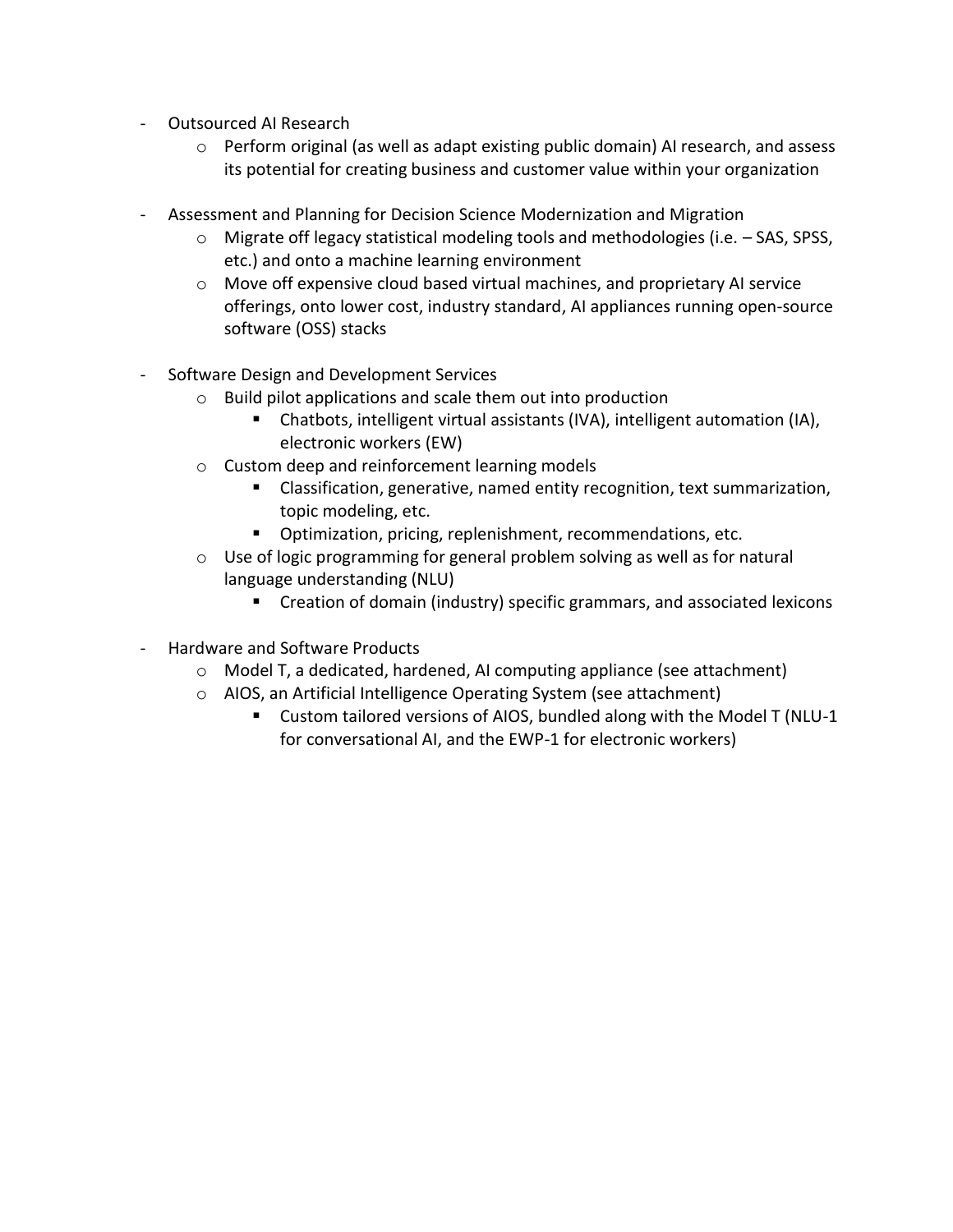- Outsourced AI Research
  - Perform original (as well as adapt existing public domain) AI research, and assess its potential for creating business and customer value within your organization

- Assessment and Planning for Decision Science Modernization and Migration
  - Migrate off legacy statistical modeling tools and methodologies (i.e. – SAS, SPSS, etc.) and onto a machine learning environment
  - Move off expensive cloud based virtual machines, and proprietary AI service offerings, onto lower cost, industry standard, AI appliances running open-source software (OSS) stacks

- Software Design and Development Services
  - Build pilot applications and scale them out into production
    - Chatbots, intelligent virtual assistants (IVA), intelligent automation (IA), electronic workers (EW)
  - Custom deep and reinforcement learning models
    - Classification, generative, named entity recognition, text summarization, topic modeling, etc.
    - Optimization, pricing, replenishment, recommendations, etc.
  - Use of logic programming for general problem solving as well as for natural language understanding (NLU)
    - Creation of domain (industry) specific grammars, and associated lexicons

- Hardware and Software Products
  - Model T, a dedicated, hardened, AI computing appliance (see attachment)
  - AIOS, an Artificial Intelligence Operating System (see attachment)
    - Custom tailored versions of AIOS, bundled along with the Model T (NLU-1 for conversational AI, and the EWP-1 for electronic workers)